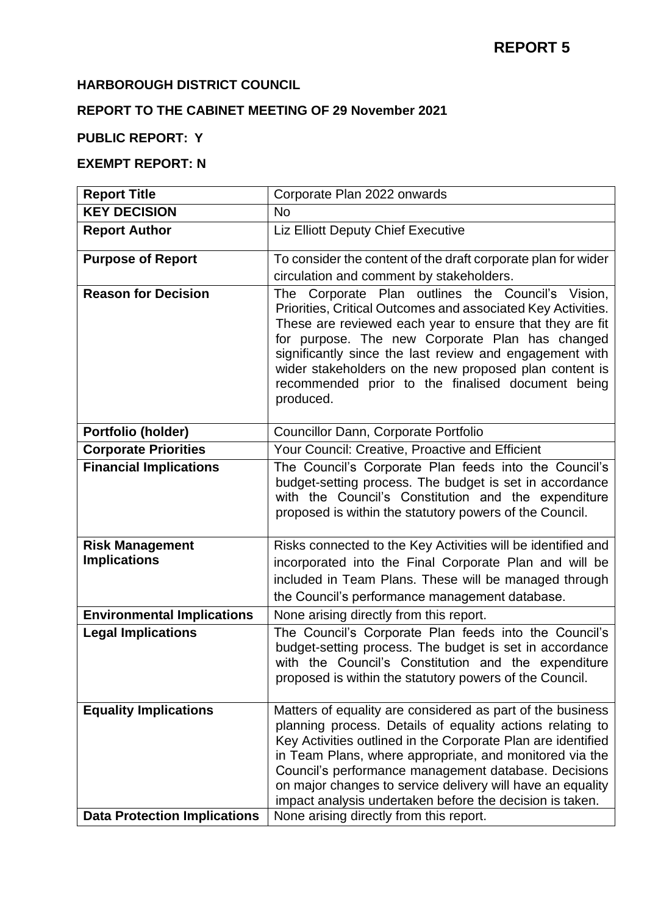# REPORT 5

**HARBOROUGH DISTRICT COUNCIL**

**REPORT TO THE CABINET MEETING OF 29 November 2021**

**PUBLIC REPORT: Y**

**EXEMPT REPORT: N**

| **Report Title** | Corporate Plan 2022 onwards |
|---|---|
| **KEY DECISION** | No |
| **Report Author** | Liz Elliott Deputy Chief Executive |
| **Purpose of Report** | To consider the content of the draft corporate plan for wider circulation and comment by stakeholders. |
| **Reason for Decision** | The Corporate Plan outlines the Council's Vision, Priorities, Critical Outcomes and associated Key Activities. These are reviewed each year to ensure that they are fit for purpose. The new Corporate Plan has changed significantly since the last review and engagement with wider stakeholders on the new proposed plan content is recommended prior to the finalised document being produced. |
| **Portfolio (holder)** | Councillor Dann, Corporate Portfolio |
| **Corporate Priorities** | Your Council: Creative, Proactive and Efficient |
| **Financial Implications** | The Council's Corporate Plan feeds into the Council's budget-setting process. The budget is set in accordance with the Council's Constitution and the expenditure proposed is within the statutory powers of the Council. |
| **Risk Management Implications** | Risks connected to the Key Activities will be identified and incorporated into the Final Corporate Plan and will be included in Team Plans. These will be managed through the Council's performance management database. |
| **Environmental Implications** | None arising directly from this report. |
| **Legal Implications** | The Council's Corporate Plan feeds into the Council's budget-setting process. The budget is set in accordance with the Council's Constitution and the expenditure proposed is within the statutory powers of the Council. |
| **Equality Implications** | Matters of equality are considered as part of the business planning process. Details of equality actions relating to Key Activities outlined in the Corporate Plan are identified in Team Plans, where appropriate, and monitored via the Council's performance management database. Decisions on major changes to service delivery will have an equality impact analysis undertaken before the decision is taken. |
| **Data Protection Implications** | None arising directly from this report. |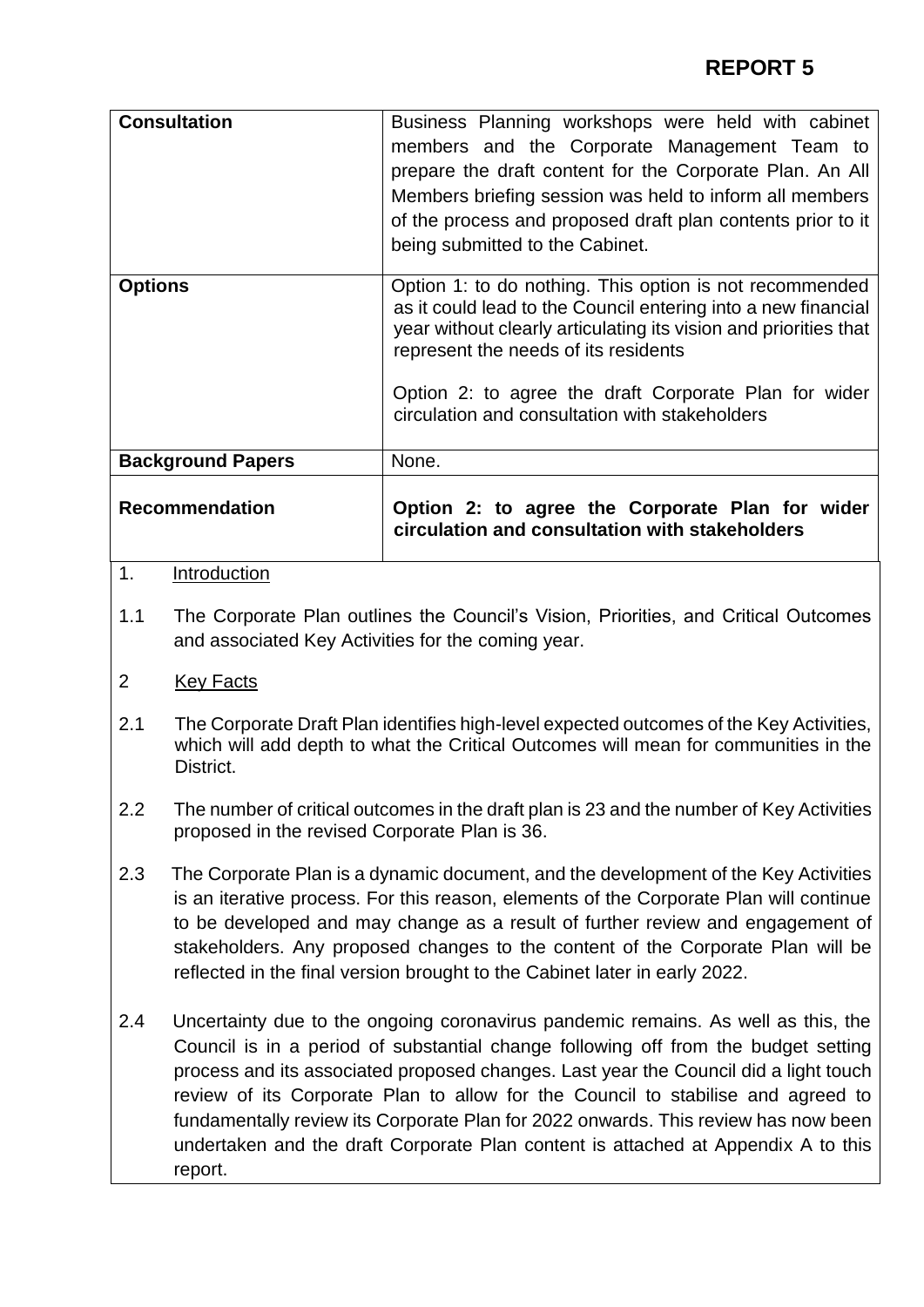# REPORT 5

| | |
|---|---|
| **Consultation** | Business Planning workshops were held with cabinet members and the Corporate Management Team to prepare the draft content for the Corporate Plan. An All Members briefing session was held to inform all members of the process and proposed draft plan contents prior to it being submitted to the Cabinet. |
| **Options** | Option 1: to do nothing. This option is not recommended as it could lead to the Council entering into a new financial year without clearly articulating its vision and priorities that represent the needs of its residents<br><br>Option 2: to agree the draft Corporate Plan for wider circulation and consultation with stakeholders |
| **Background Papers** | None. |
| **Recommendation** | **Option 2: to agree the Corporate Plan for wider circulation and consultation with stakeholders** |

1. Introduction

1.1 The Corporate Plan outlines the Council's Vision, Priorities, and Critical Outcomes and associated Key Activities for the coming year.

2 Key Facts

2.1 The Corporate Draft Plan identifies high-level expected outcomes of the Key Activities, which will add depth to what the Critical Outcomes will mean for communities in the District.

2.2 The number of critical outcomes in the draft plan is 23 and the number of Key Activities proposed in the revised Corporate Plan is 36.

2.3 The Corporate Plan is a dynamic document, and the development of the Key Activities is an iterative process. For this reason, elements of the Corporate Plan will continue to be developed and may change as a result of further review and engagement of stakeholders. Any proposed changes to the content of the Corporate Plan will be reflected in the final version brought to the Cabinet later in early 2022.

2.4 Uncertainty due to the ongoing coronavirus pandemic remains. As well as this, the Council is in a period of substantial change following off from the budget setting process and its associated proposed changes. Last year the Council did a light touch review of its Corporate Plan to allow for the Council to stabilise and agreed to fundamentally review its Corporate Plan for 2022 onwards. This review has now been undertaken and the draft Corporate Plan content is attached at Appendix A to this report.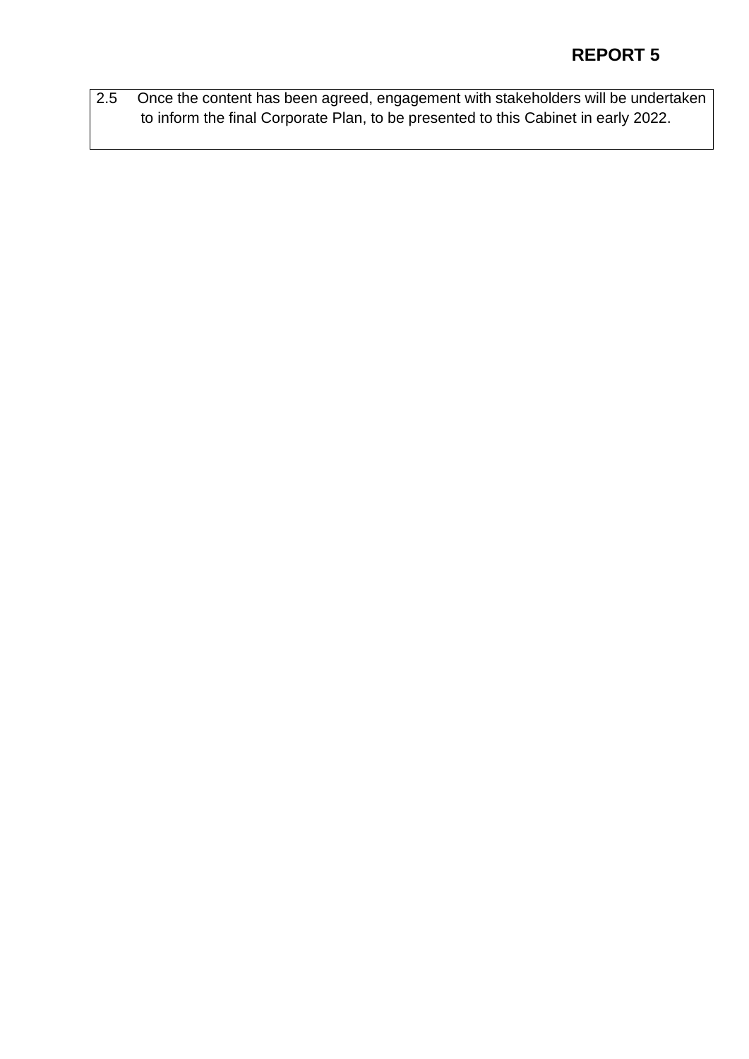2.5 Once the content has been agreed, engagement with stakeholders will be undertaken to inform the final Corporate Plan, to be presented to this Cabinet in early 2022.